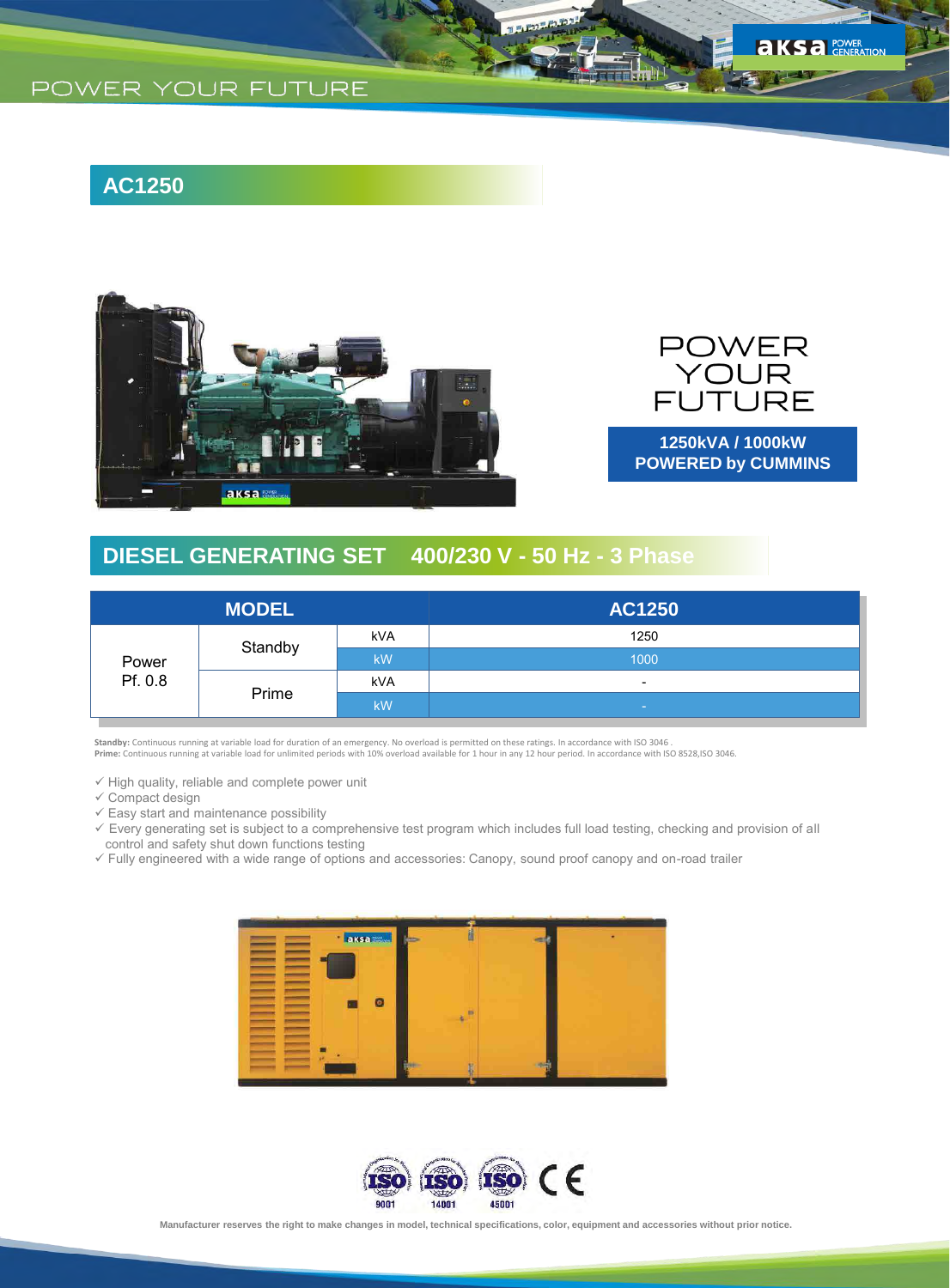POWER YOUR FUTURE

# AC1250

POWER YOUR FUTURE

**1250kVA / 1000kW**
**POWERED by CUMMINS**

## DIESEL GENERATING SET 400/230 V - 50 Hz - 3 Phase

| MODEL | | | AC1250 |
|---|---|---|---|
| Power Pf. 0.8 | Standby | kVA | 1250 |
| | | kW | 1000 |
| | Prime | kVA | - |
| | | kW | - |

**Standby:** Continuous running at variable load for duration of an emergency. No overload is permitted on these ratings. In accordance with ISO 3046 .
**Prime:** Continuous running at variable load for unlimited periods with 10% overload available for 1 hour in any 12 hour period. In accordance with ISO 8528,ISO 3046.

- ✓ High quality, reliable and complete power unit
- ✓ Compact design
- ✓ Easy start and maintenance possibility
- ✓ Every generating set is subject to a comprehensive test program which includes full load testing, checking and provision of all control and safety shut down functions testing
- ✓ Fully engineered with a wide range of options and accessories: Canopy, sound proof canopy and on-road trailer

ISO 9001 ISO 14001 ISO 45001 CE

Manufacturer reserves the right to make changes in model, technical specifications, color, equipment and accessories without prior notice.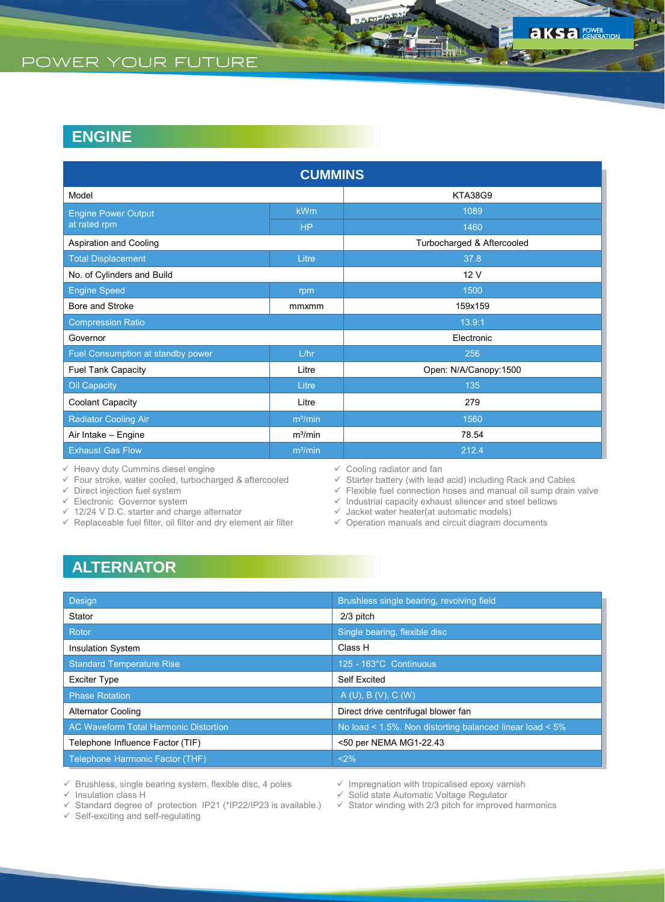## ENGINE

| CUMMINS | | |
|---|---|---|
| Model | | KTA38G9 |
| Engine Power Output at rated rpm | kWm | 1089 |
| | HP | 1460 |
| Aspiration and Cooling | | Turbocharged & Aftercooled |
| Total Displacement | Litre | 37.8 |
| No. of Cylinders and Build | | 12 V |
| Engine Speed | rpm | 1500 |
| Bore and Stroke | mmxmm | 159x159 |
| Compression Ratio | | 13.9:1 |
| Governor | | Electronic |
| Fuel Consumption at standby power | L/hr | 256 |
| Fuel Tank Capacity | Litre | Open: N/A/Canopy:1500 |
| Oil Capacity | Litre | 135 |
| Coolant Capacity | Litre | 279 |
| Radiator Cooling Air | $m^3$/min | 1560 |
| Air Intake – Engine | $m^3$/min | 78.54 |
| Exhaust Gas Flow | $m^3$/min | 212.4 |

- ✓ Heavy duty Cummins diesel engine
- ✓ Four stroke, water cooled, turbocharged & aftercooled
- ✓ Direct injection fuel system
- ✓ Electronic Governor system
- ✓ 12/24 V D.C. starter and charge alternator
- ✓ Replaceable fuel filter, oil filter and dry element air filter
- ✓ Cooling radiator and fan
- ✓ Starter battery (with lead acid) including Rack and Cables
- ✓ Flexible fuel connection hoses and manual oil sump drain valve
- ✓ Industrial capacity exhaust silencer and steel bellows
- ✓ Jacket water heater(at automatic models)
- ✓ Operation manuals and circuit diagram documents

## ALTERNATOR

| Design | Brushless single bearing, revolving field |
|---|---|
| Stator | 2/3 pitch |
| Rotor | Single bearing, flexible disc |
| Insulation System | Class H |
| Standard Temperature Rise | 125 - 163°C Continuous |
| Exciter Type | Self Excited |
| Phase Rotation | A (U), B (V), C (W) |
| Alternator Cooling | Direct drive centrifugal blower fan |
| AC Waveform Total Harmonic Distortion | No load < 1.5%. Non distorting balanced linear load < 5% |
| Telephone Influence Factor (TIF) | <50 per NEMA MG1-22.43 |
| Telephone Harmonic Factor (THF) | <2% |

- ✓ Brushless, single bearing system, flexible disc, 4 poles
- ✓ Insulation class H
- ✓ Standard degree of protection IP21 (*IP22/IP23 is available.)
- ✓ Self-exciting and self-regulating
- ✓ Impregnation with tropicalised epoxy varnish
- ✓ Solid state Automatic Voltage Regulator
- ✓ Stator winding with 2/3 pitch for improved harmonics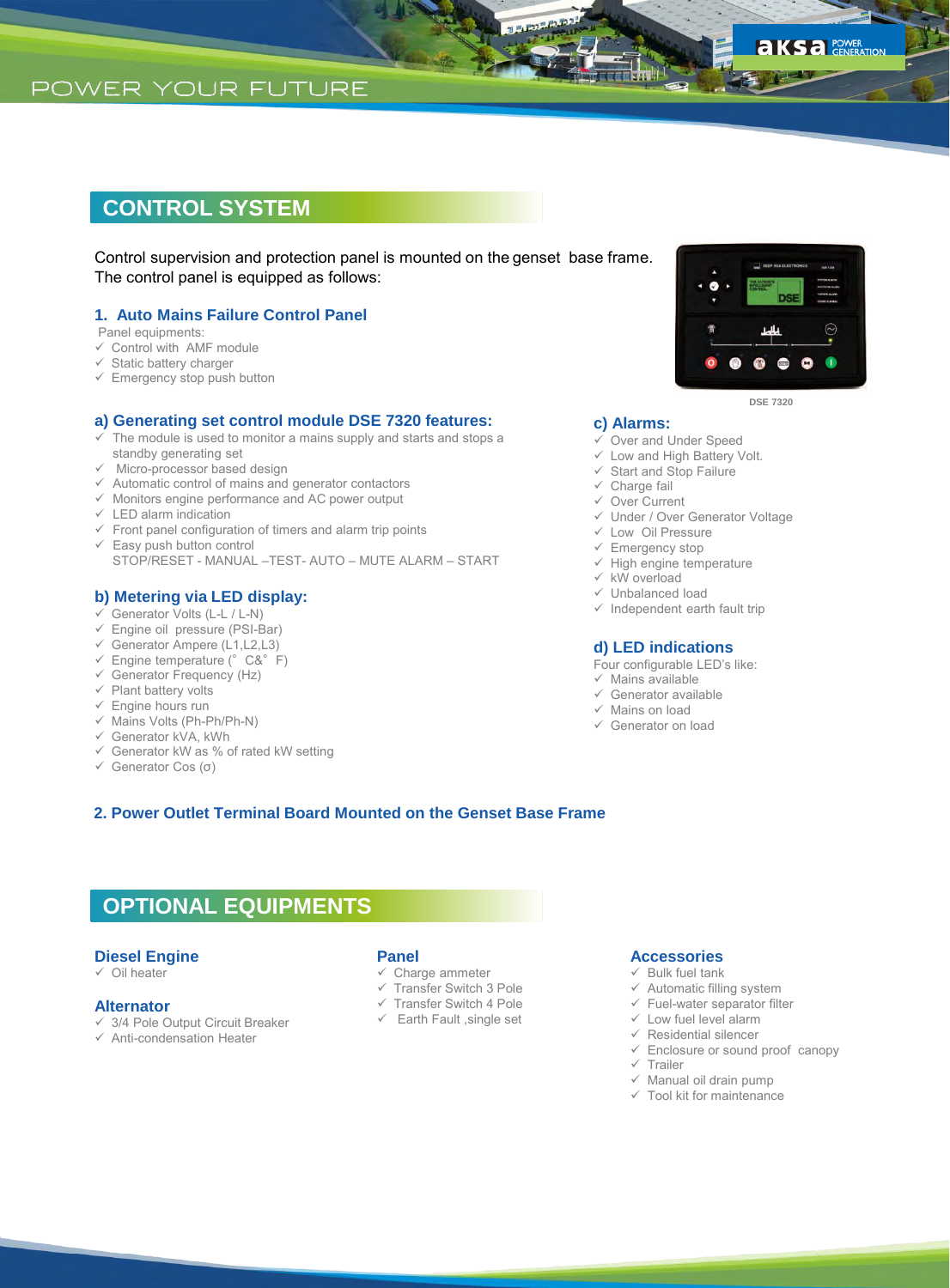## CONTROL SYSTEM

Control supervision and protection panel is mounted on the genset base frame.
The control panel is equipped as follows:

### 1. Auto Mains Failure Control Panel

Panel equipments:

- ✓ Control with AMF module
- ✓ Static battery charger
- ✓ Emergency stop push button

DSE 7320

#### a) Generating set control module DSE 7320 features:

- ✓ The module is used to monitor a mains supply and starts and stops a standby generating set
- ✓ Micro-processor based design
- ✓ Automatic control of mains and generator contactors
- ✓ Monitors engine performance and AC power output
- ✓ LED alarm indication
- ✓ Front panel configuration of timers and alarm trip points
- ✓ Easy push button control
  STOP/RESET - MANUAL –TEST- AUTO – MUTE ALARM – START

#### b) Metering via LED display:

- ✓ Generator Volts (L-L / L-N)
- ✓ Engine oil pressure (PSI-Bar)
- ✓ Generator Ampere (L1,L2,L3)
- ✓ Engine temperature (° C&° F)
- ✓ Generator Frequency (Hz)
- ✓ Plant battery volts
- ✓ Engine hours run
- ✓ Mains Volts (Ph-Ph/Ph-N)
- ✓ Generator kVA, kWh
- ✓ Generator kW as % of rated kW setting
- ✓ Generator Cos (σ)

#### c) Alarms:

- ✓ Over and Under Speed
- ✓ Low and High Battery Volt.
- ✓ Start and Stop Failure
- ✓ Charge fail
- ✓ Over Current
- ✓ Under / Over Generator Voltage
- ✓ Low Oil Pressure
- ✓ Emergency stop
- ✓ High engine temperature
- ✓ kW overload
- ✓ Unbalanced load
- ✓ Independent earth fault trip

#### d) LED indications

Four configurable LED's like:

- ✓ Mains available
- ✓ Generator available
- ✓ Mains on load
- ✓ Generator on load

### 2. Power Outlet Terminal Board Mounted on the Genset Base Frame

## OPTIONAL EQUIPMENTS

### Diesel Engine

- ✓ Oil heater

### Alternator

- ✓ 3/4 Pole Output Circuit Breaker
- ✓ Anti-condensation Heater

### Panel

- ✓ Charge ammeter
- ✓ Transfer Switch 3 Pole
- ✓ Transfer Switch 4 Pole
- ✓ Earth Fault ,single set

### Accessories

- ✓ Bulk fuel tank
- ✓ Automatic filling system
- ✓ Fuel-water separator filter
- ✓ Low fuel level alarm
- ✓ Residential silencer
- ✓ Enclosure or sound proof canopy
- ✓ Trailer
- ✓ Manual oil drain pump
- ✓ Tool kit for maintenance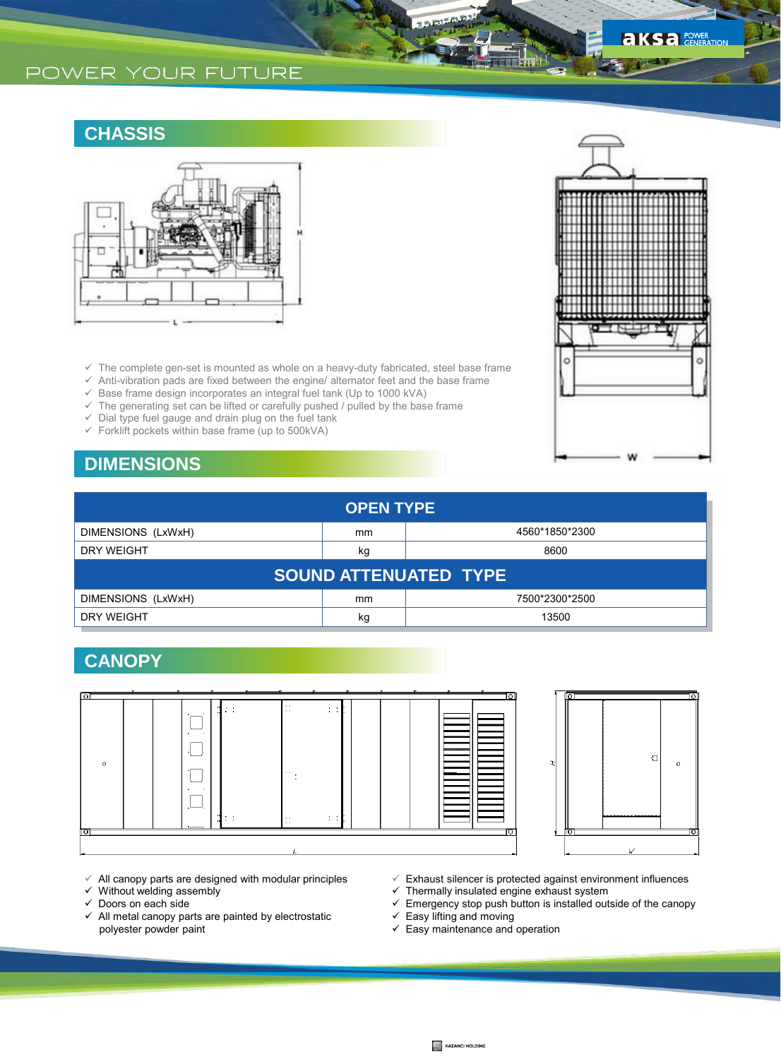## CHASSIS

- The complete gen-set is mounted as whole on a heavy-duty fabricated, steel base frame
- Anti-vibration pads are fixed between the engine/ alternator feet and the base frame
- Base frame design incorporates an integral fuel tank (Up to 1000 kVA)
- The generating set can be lifted or carefully pushed / pulled by the base frame
- Dial type fuel gauge and drain plug on the fuel tank
- Forklift pockets within base frame (up to 500kVA)

## DIMENSIONS

| OPEN TYPE | | |
|---|---|---|
| DIMENSIONS (LxWxH) | mm | 4560*1850*2300 |
| DRY WEIGHT | kg | 8600 |
| **SOUND ATTENUATED TYPE** | | |
| DIMENSIONS (LxWxH) | mm | 7500*2300*2500 |
| DRY WEIGHT | kg | 13500 |

## CANOPY

- All canopy parts are designed with modular principles
- Without welding assembly
- Doors on each side
- All metal canopy parts are painted by electrostatic polyester powder paint
- Exhaust silencer is protected against environment influences
- Thermally insulated engine exhaust system
- Emergency stop push button is installed outside of the canopy
- Easy lifting and moving
- Easy maintenance and operation